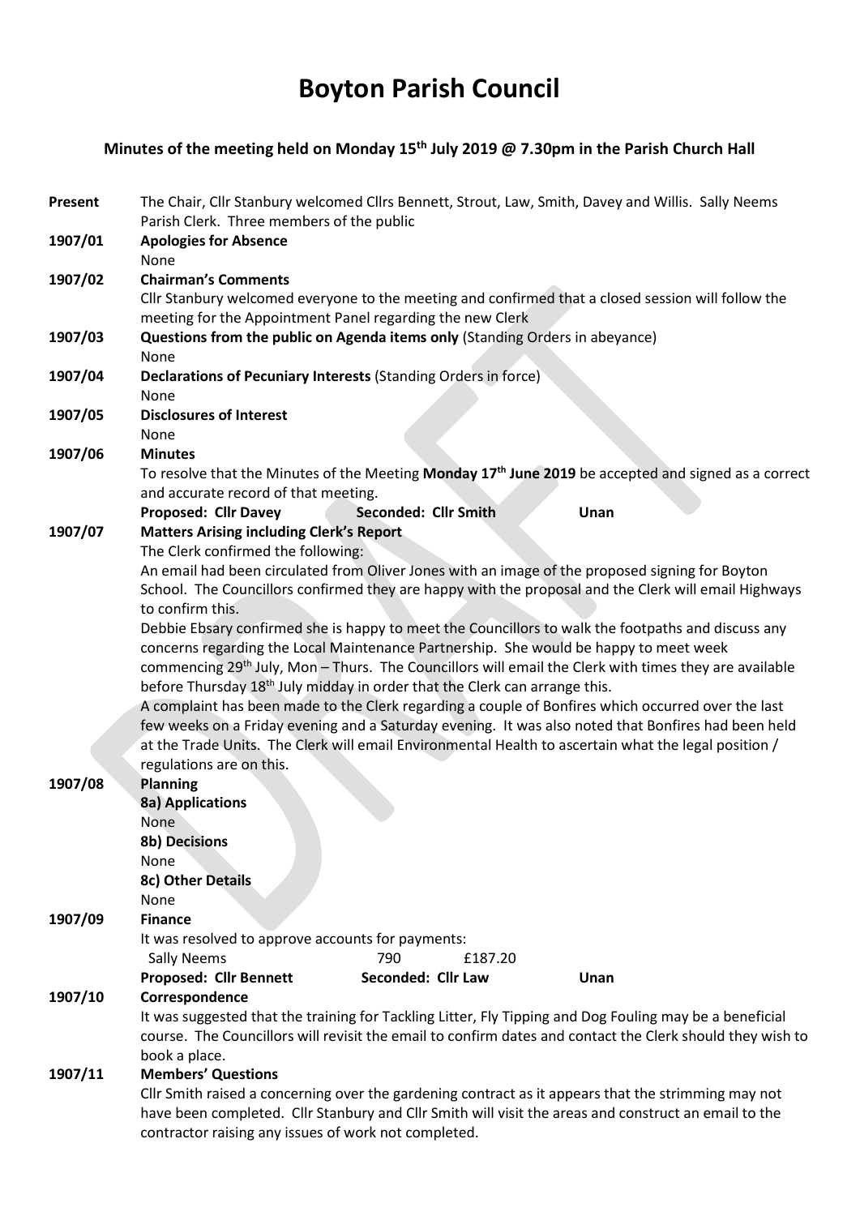# Boyton Parish Council

## Minutes of the meeting held on Monday 15th July 2019 @ 7.30pm in the Parish Church Hall

**Present** The Chair, Cllr Stanbury welcomed Cllrs Bennett, Strout, Law, Smith, Davey and Willis. Sally Neems Parish Clerk. Three members of the public

**1907/01 Apologies for Absence**

None

**1907/02 Chairman's Comments**

Cllr Stanbury welcomed everyone to the meeting and confirmed that a closed session will follow the meeting for the Appointment Panel regarding the new Clerk

**1907/03 Questions from the public on Agenda items only** (Standing Orders in abeyance)

None

**1907/04 Declarations of Pecuniary Interests** (Standing Orders in force)

None

**1907/05 Disclosures of Interest**

None

**1907/06 Minutes**

To resolve that the Minutes of the Meeting **Monday 17th June 2019** be accepted and signed as a correct and accurate record of that meeting.

**Proposed: Cllr Davey** **Seconded: Cllr Smith** **Unan**

**1907/07 Matters Arising including Clerk's Report**

The Clerk confirmed the following:

An email had been circulated from Oliver Jones with an image of the proposed signing for Boyton School. The Councillors confirmed they are happy with the proposal and the Clerk will email Highways to confirm this.

Debbie Ebsary confirmed she is happy to meet the Councillors to walk the footpaths and discuss any concerns regarding the Local Maintenance Partnership. She would be happy to meet week commencing 29th July, Mon – Thurs. The Councillors will email the Clerk with times they are available before Thursday 18th July midday in order that the Clerk can arrange this.

A complaint has been made to the Clerk regarding a couple of Bonfires which occurred over the last few weeks on a Friday evening and a Saturday evening. It was also noted that Bonfires had been held at the Trade Units. The Clerk will email Environmental Health to ascertain what the legal position / regulations are on this.

**1907/08 Planning**

**8a) Applications**

None

**8b) Decisions**

None

**8c) Other Details**

None

**1907/09 Finance**

It was resolved to approve accounts for payments:

| | | |
|---|---|---|
| Sally Neems | 790 | £187.20 |

**Proposed: Cllr Bennett** **Seconded: Cllr Law** **Unan**

**1907/10 Correspondence**

It was suggested that the training for Tackling Litter, Fly Tipping and Dog Fouling may be a beneficial course. The Councillors will revisit the email to confirm dates and contact the Clerk should they wish to book a place.

**1907/11 Members' Questions**

Cllr Smith raised a concerning over the gardening contract as it appears that the strimming may not have been completed. Cllr Stanbury and Cllr Smith will visit the areas and construct an email to the contractor raising any issues of work not completed.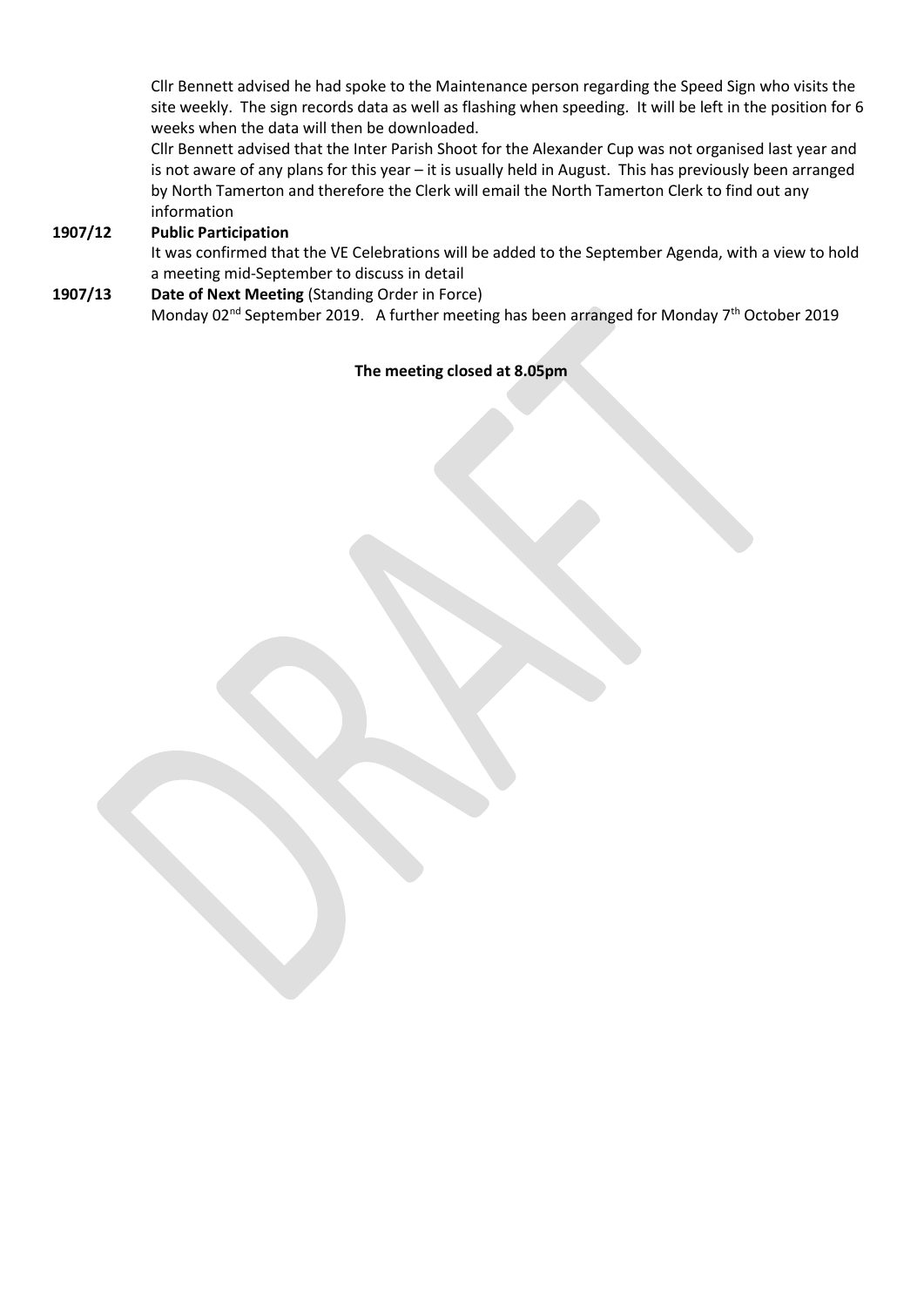Cllr Bennett advised he had spoke to the Maintenance person regarding the Speed Sign who visits the site weekly. The sign records data as well as flashing when speeding. It will be left in the position for 6 weeks when the data will then be downloaded.

Cllr Bennett advised that the Inter Parish Shoot for the Alexander Cup was not organised last year and is not aware of any plans for this year – it is usually held in August. This has previously been arranged by North Tamerton and therefore the Clerk will email the North Tamerton Clerk to find out any information

**1907/12 Public Participation**

It was confirmed that the VE Celebrations will be added to the September Agenda, with a view to hold a meeting mid-September to discuss in detail

**1907/13 Date of Next Meeting** (Standing Order in Force)

Monday 02nd September 2019. A further meeting has been arranged for Monday 7th October 2019

**The meeting closed at 8.05pm**